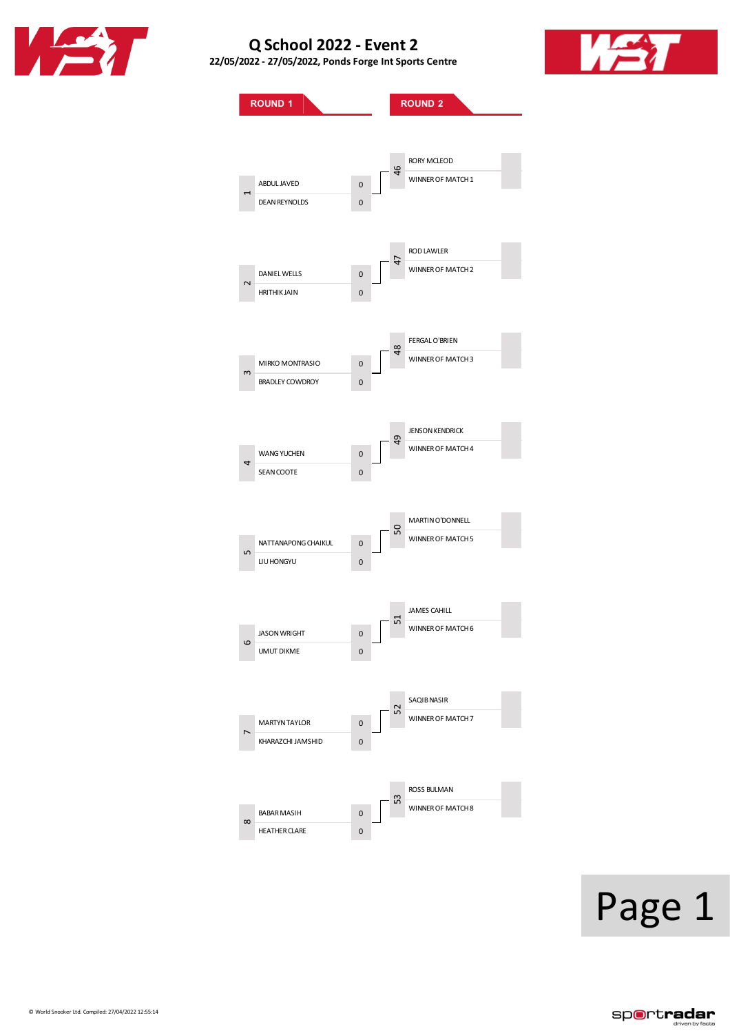# Q School 2022 - Event 2

**22/05/2022 - 27/05/2022, Ponds Forge Int Sports Centre**

## ROUND 1

| Match | Player | Score |
|---|---|---|
| 1 | ABDUL JAVED | 0 |
| | DEAN REYNOLDS | 0 |
| 2 | DANIEL WELLS | 0 |
| | HRITHIK JAIN | 0 |
| 3 | MIRKO MONTRASIO | 0 |
| | BRADLEY COWDROY | 0 |
| 4 | WANG YUCHEN | 0 |
| | SEAN COOTE | 0 |
| 5 | NATTANAPONG CHAIKUL | 0 |
| | LIU HONGYU | 0 |
| 6 | JASON WRIGHT | 0 |
| | UMUT DIKME | 0 |
| 7 | MARTYN TAYLOR | 0 |
| | KHARAZCHI JAMSHID | 0 |
| 8 | BABAR MASIH | 0 |
| | HEATHER CLARE | 0 |

## ROUND 2

| Match | Player | Score |
|---|---|---|
| 46 | RORY MCLEOD | |
| | WINNER OF MATCH 1 | |
| 47 | ROD LAWLER | |
| | WINNER OF MATCH 2 | |
| 48 | FERGAL O'BRIEN | |
| | WINNER OF MATCH 3 | |
| 49 | JENSON KENDRICK | |
| | WINNER OF MATCH 4 | |
| 50 | MARTIN O'DONNELL | |
| | WINNER OF MATCH 5 | |
| 51 | JAMES CAHILL | |
| | WINNER OF MATCH 6 | |
| 52 | SAQIB NASIR | |
| | WINNER OF MATCH 7 | |
| 53 | ROSS BULMAN | |
| | WINNER OF MATCH 8 | |

© World Snooker Ltd. Compiled: 27/04/2022 12:55:14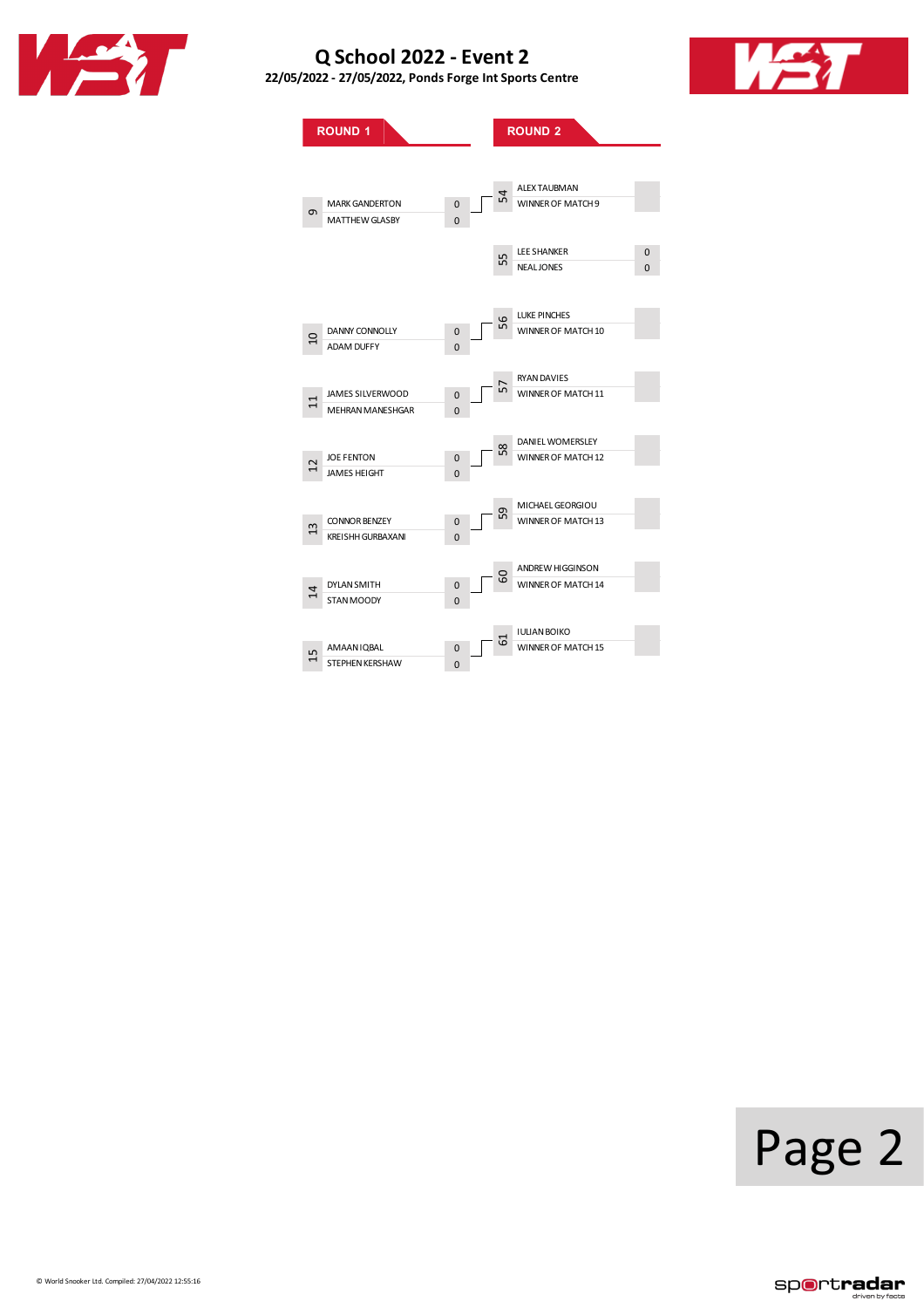# Q School 2022 - Event 2

**22/05/2022 - 27/05/2022, Ponds Forge Int Sports Centre**

| ROUND 1 | | | ROUND 2 | | |
|---|---|---|---|---|---|
| | | | 54 | ALEX TAUBMAN | |
| 9 | MARK GANDERTON | 0 | | WINNER OF MATCH 9 | |
| | MATTHEW GLASBY | 0 | | | |
| | | | 55 | LEE SHANKER | 0 |
| | | | | NEAL JONES | 0 |
| | | | 56 | LUKE PINCHES | |
| 10 | DANNY CONNOLLY | 0 | | WINNER OF MATCH 10 | |
| | ADAM DUFFY | 0 | | | |
| | | | 57 | RYAN DAVIES | |
| 11 | JAMES SILVERWOOD | 0 | | WINNER OF MATCH 11 | |
| | MEHRAN MANESHGAR | 0 | | | |
| | | | 58 | DANIEL WOMERSLEY | |
| 12 | JOE FENTON | 0 | | WINNER OF MATCH 12 | |
| | JAMES HEIGHT | 0 | | | |
| | | | 59 | MICHAEL GEORGIOU | |
| 13 | CONNOR BENZEY | 0 | | WINNER OF MATCH 13 | |
| | KREISHH GURBAXANI | 0 | | | |
| | | | 60 | ANDREW HIGGINSON | |
| 14 | DYLAN SMITH | 0 | | WINNER OF MATCH 14 | |
| | STAN MOODY | 0 | | | |
| | | | 61 | IULIAN BOIKO | |
| 15 | AMAAN IQBAL | 0 | | WINNER OF MATCH 15 | |
| | STEPHEN KERSHAW | 0 | | | |

© World Snooker Ltd. Compiled: 27/04/2022 12:55:16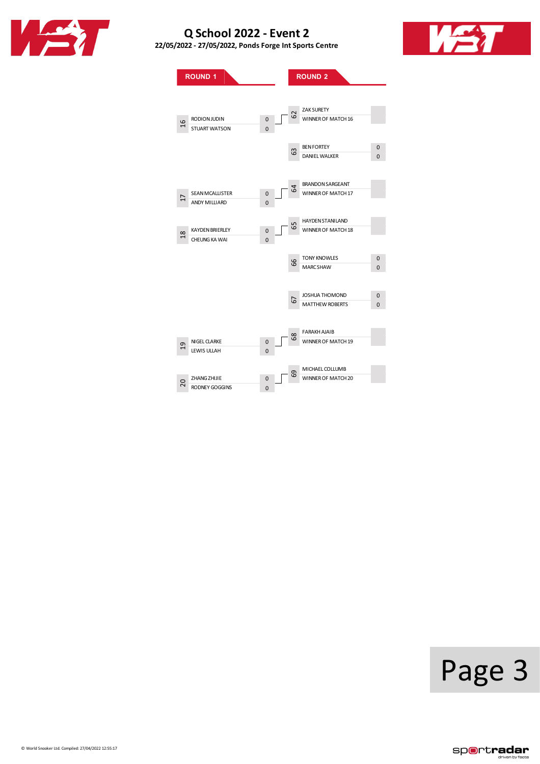# Q School 2022 - Event 2

**22/05/2022 - 27/05/2022, Ponds Forge Int Sports Centre**

## ROUND 1

| Match | Player | Score |
|---|---|---|
| 16 | RODION JUDIN | 0 |
| | STUART WATSON | 0 |
| 17 | SEAN MCALLISTER | 0 |
| | ANDY MILLIARD | 0 |
| 18 | KAYDEN BRIERLEY | 0 |
| | CHEUNG KA WAI | 0 |
| 19 | NIGEL CLARKE | 0 |
| | LEWIS ULLAH | 0 |
| 20 | ZHANG ZHIJIE | 0 |
| | RODNEY GOGGINS | 0 |

## ROUND 2

| Match | Player | Score |
|---|---|---|
| 62 | ZAK SURETY | |
| | WINNER OF MATCH 16 | |
| 63 | BEN FORTEY | 0 |
| | DANIEL WALKER | 0 |
| 64 | BRANDON SARGEANT | |
| | WINNER OF MATCH 17 | |
| 65 | HAYDEN STANILAND | |
| | WINNER OF MATCH 18 | |
| 66 | TONY KNOWLES | 0 |
| | MARC SHAW | 0 |
| 67 | JOSHUA THOMOND | 0 |
| | MATTHEW ROBERTS | 0 |
| 68 | FARAKH AJAIB | |
| | WINNER OF MATCH 19 | |
| 69 | MICHAEL COLLUMB | |
| | WINNER OF MATCH 20 | |

© World Snooker Ltd. Compiled: 27/04/2022 12:55:17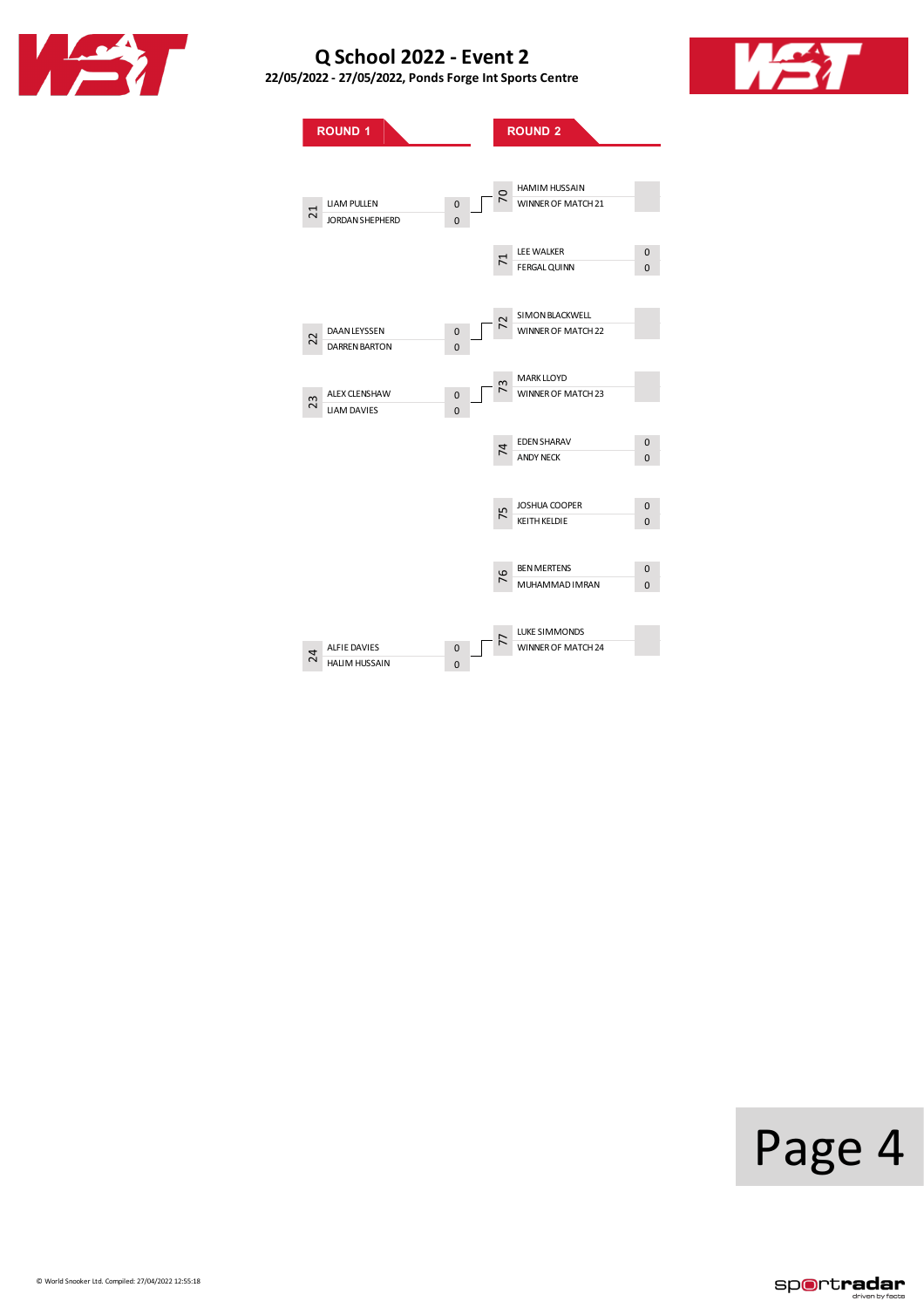# Q School 2022 - Event 2

**22/05/2022 - 27/05/2022, Ponds Forge Int Sports Centre**

## ROUND 1

| Match | Player | Score |
|---|---|---|
| 21 | LIAM PULLEN | 0 |
| | JORDAN SHEPHERD | 0 |
| 22 | DAAN LEYSSEN | 0 |
| | DARREN BARTON | 0 |
| 23 | ALEX CLENSHAW | 0 |
| | LIAM DAVIES | 0 |
| 24 | ALFIE DAVIES | 0 |
| | HALIM HUSSAIN | 0 |

## ROUND 2

| Match | Player | Score |
|---|---|---|
| 70 | HAMIM HUSSAIN | |
| | WINNER OF MATCH 21 | |
| 71 | LEE WALKER | 0 |
| | FERGAL QUINN | 0 |
| 72 | SIMON BLACKWELL | |
| | WINNER OF MATCH 22 | |
| 73 | MARK LLOYD | |
| | WINNER OF MATCH 23 | |
| 74 | EDEN SHARAV | 0 |
| | ANDY NECK | 0 |
| 75 | JOSHUA COOPER | 0 |
| | KEITH KELDIE | 0 |
| 76 | BEN MERTENS | 0 |
| | MUHAMMAD IMRAN | 0 |
| 77 | LUKE SIMMONDS | |
| | WINNER OF MATCH 24 | |

© World Snooker Ltd. Compiled: 27/04/2022 12:55:18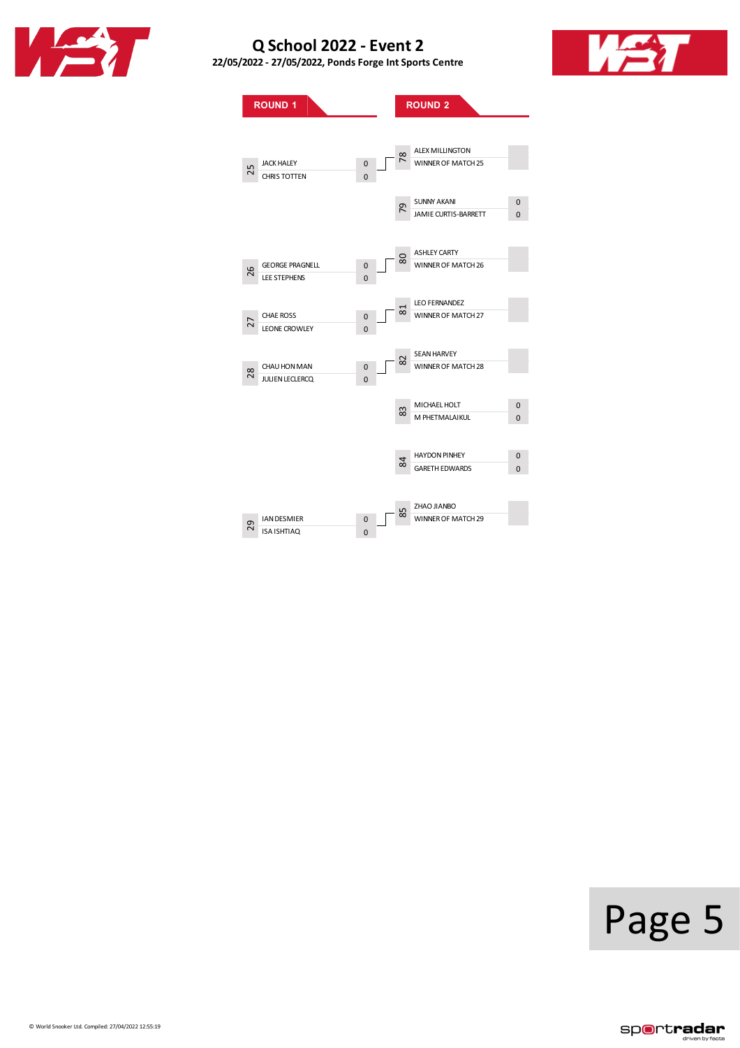# Q School 2022 - Event 2

**22/05/2022 - 27/05/2022, Ponds Forge Int Sports Centre**

## ROUND 1

| Match | Player | Score |
|---|---|---|
| 25 | JACK HALEY | 0 |
| | CHRIS TOTTEN | 0 |
| 26 | GEORGE PRAGNELL | 0 |
| | LEE STEPHENS | 0 |
| 27 | CHAE ROSS | 0 |
| | LEONE CROWLEY | 0 |
| 28 | CHAU HON MAN | 0 |
| | JULIEN LECLERCQ | 0 |
| 29 | IAN DESMIER | 0 |
| | ISA ISHTIAQ | 0 |

## ROUND 2

| Match | Player | Score |
|---|---|---|
| 78 | ALEX MILLINGTON | |
| | WINNER OF MATCH 25 | |
| 79 | SUNNY AKANI | 0 |
| | JAMIE CURTIS-BARRETT | 0 |
| 80 | ASHLEY CARTY | |
| | WINNER OF MATCH 26 | |
| 81 | LEO FERNANDEZ | |
| | WINNER OF MATCH 27 | |
| 82 | SEAN HARVEY | |
| | WINNER OF MATCH 28 | |
| 83 | MICHAEL HOLT | 0 |
| | M PHETMALAIKUL | 0 |
| 84 | HAYDON PINHEY | 0 |
| | GARETH EDWARDS | 0 |
| 85 | ZHAO JIANBO | |
| | WINNER OF MATCH 29 | |

© World Snooker Ltd. Compiled: 27/04/2022 12:55:19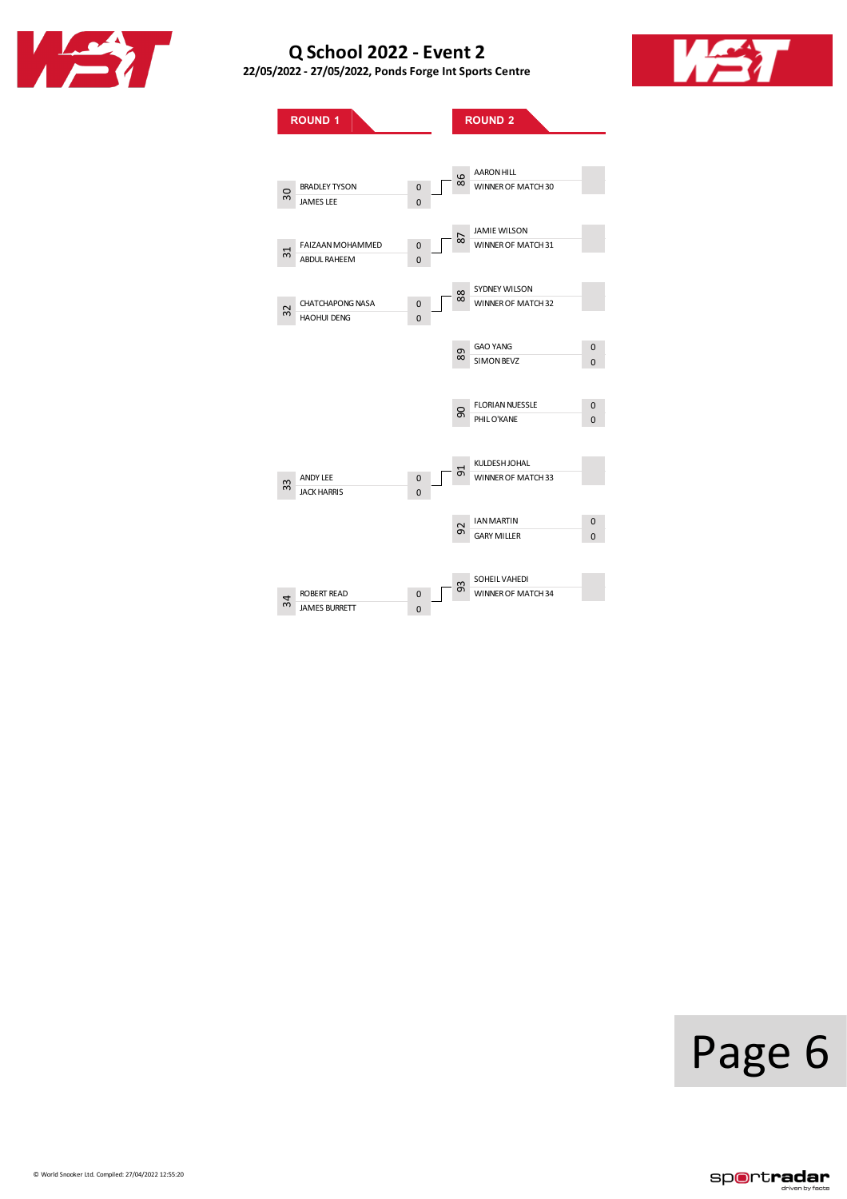# Q School 2022 - Event 2

**22/05/2022 - 27/05/2022, Ponds Forge Int Sports Centre**

## ROUND 1

| Match | Player | Score |
|---|---|---|
| 30 | BRADLEY TYSON | 0 |
| | JAMES LEE | 0 |
| 31 | FAIZAAN MOHAMMED | 0 |
| | ABDUL RAHEEM | 0 |
| 32 | CHATCHAPONG NASA | 0 |
| | HAOHUI DENG | 0 |
| 33 | ANDY LEE | 0 |
| | JACK HARRIS | 0 |
| 34 | ROBERT READ | 0 |
| | JAMES BURRETT | 0 |

## ROUND 2

| Match | Player | Score |
|---|---|---|
| 86 | AARON HILL | |
| | WINNER OF MATCH 30 | |
| 87 | JAMIE WILSON | |
| | WINNER OF MATCH 31 | |
| 88 | SYDNEY WILSON | |
| | WINNER OF MATCH 32 | |
| 89 | GAO YANG | 0 |
| | SIMON BEVZ | 0 |
| 90 | FLORIAN NUESSLE | 0 |
| | PHIL O'KANE | 0 |
| 91 | KULDESH JOHAL | |
| | WINNER OF MATCH 33 | |
| 92 | IAN MARTIN | 0 |
| | GARY MILLER | 0 |
| 93 | SOHEIL VAHEDI | |
| | WINNER OF MATCH 34 | |

© World Snooker Ltd. Compiled: 27/04/2022 12:55:20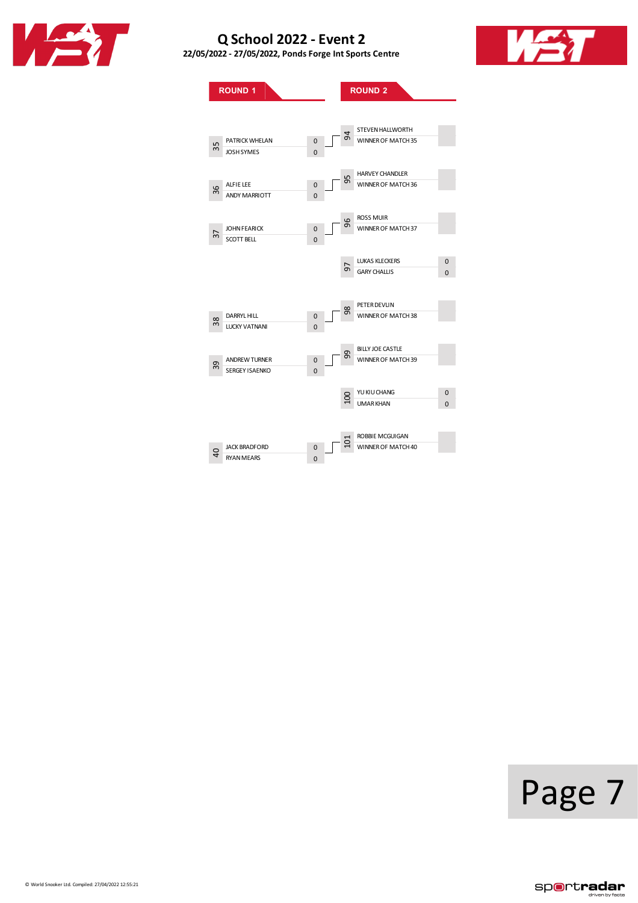# Q School 2022 - Event 2

**22/05/2022 - 27/05/2022, Ponds Forge Int Sports Centre**

## ROUND 1

| Match | Player | Score |
|---|---|---|
| 35 | PATRICK WHELAN | 0 |
| | JOSH SYMES | 0 |
| 36 | ALFIE LEE | 0 |
| | ANDY MARRIOTT | 0 |
| 37 | JOHN FEARICK | 0 |
| | SCOTT BELL | 0 |
| 38 | DARRYL HILL | 0 |
| | LUCKY VATNANI | 0 |
| 39 | ANDREW TURNER | 0 |
| | SERGEY ISAENKO | 0 |
| 40 | JACK BRADFORD | 0 |
| | RYAN MEARS | 0 |

## ROUND 2

| Match | Player | Score |
|---|---|---|
| 94 | STEVEN HALLWORTH | |
| | WINNER OF MATCH 35 | |
| 95 | HARVEY CHANDLER | |
| | WINNER OF MATCH 36 | |
| 96 | ROSS MUIR | |
| | WINNER OF MATCH 37 | |
| 97 | LUKAS KLECKERS | 0 |
| | GARY CHALLIS | 0 |
| 98 | PETER DEVLIN | |
| | WINNER OF MATCH 38 | |
| 99 | BILLY JOE CASTLE | |
| | WINNER OF MATCH 39 | |
| 100 | YU KIU CHANG | 0 |
| | UMAR KHAN | 0 |
| 101 | ROBBIE MCGUIGAN | |
| | WINNER OF MATCH 40 | |

© World Snooker Ltd. Compiled: 27/04/2022 12:55:21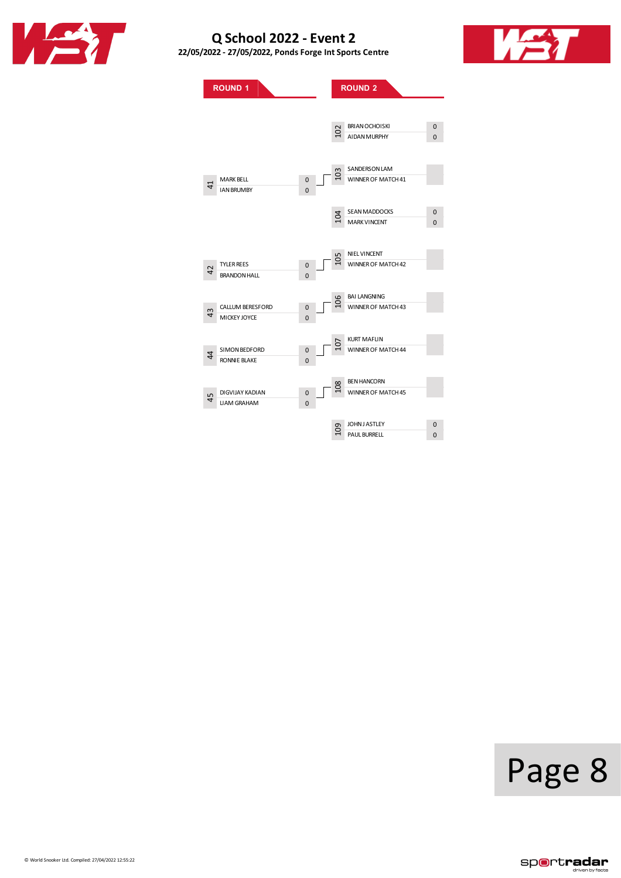# Q School 2022 - Event 2

**22/05/2022 - 27/05/2022, Ponds Forge Int Sports Centre**

## ROUND 1

| Match | Player | Score |
|---|---|---|
| 41 | MARK BELL | 0 |
| | IAN BRUMBY | 0 |
| 42 | TYLER REES | 0 |
| | BRANDON HALL | 0 |
| 43 | CALLUM BERESFORD | 0 |
| | MICKEY JOYCE | 0 |
| 44 | SIMON BEDFORD | 0 |
| | RONNIE BLAKE | 0 |
| 45 | DIGVIJAY KADIAN | 0 |
| | LIAM GRAHAM | 0 |

## ROUND 2

| Match | Player | Score |
|---|---|---|
| 102 | BRIAN OCHOISKI | 0 |
| | AIDAN MURPHY | 0 |
| 103 | SANDERSON LAM | |
| | WINNER OF MATCH 41 | |
| 104 | SEAN MADDOCKS | 0 |
| | MARK VINCENT | 0 |
| 105 | NIEL VINCENT | |
| | WINNER OF MATCH 42 | |
| 106 | BAI LANGNING | |
| | WINNER OF MATCH 43 | |
| 107 | KURT MAFLIN | |
| | WINNER OF MATCH 44 | |
| 108 | BEN HANCORN | |
| | WINNER OF MATCH 45 | |
| 109 | JOHN J ASTLEY | 0 |
| | PAUL BURRELL | 0 |

© World Snooker Ltd. Compiled: 27/04/2022 12:55:22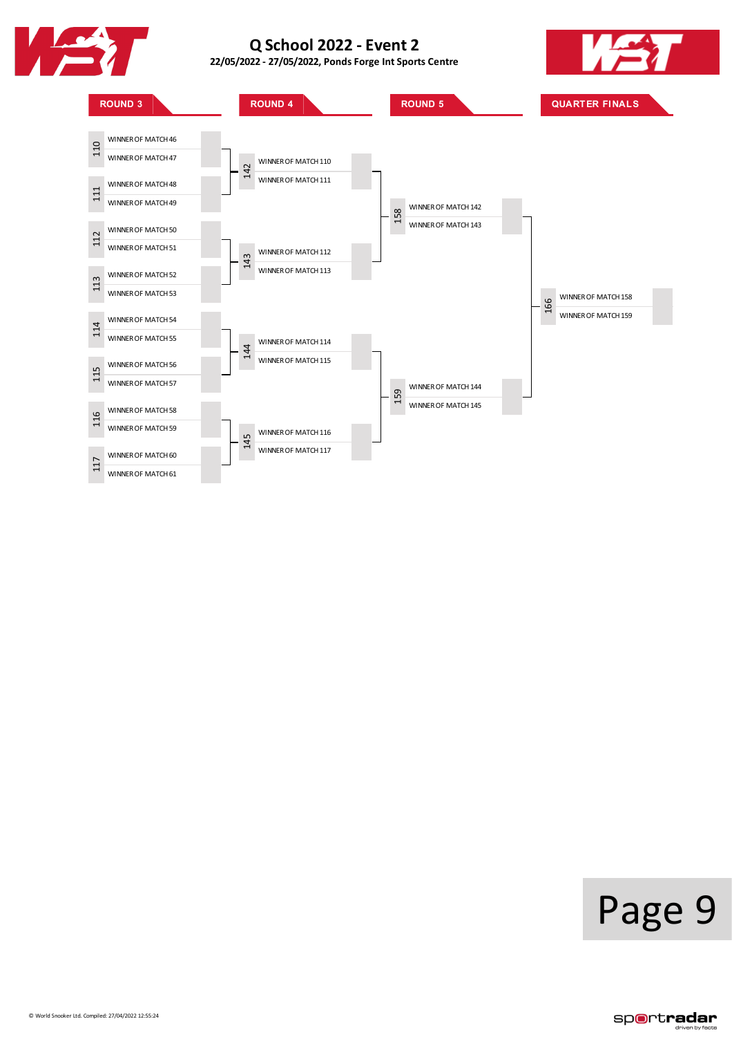# Q School 2022 - Event 2

**22/05/2022 - 27/05/2022, Ponds Forge Int Sports Centre**

## ROUND 3

| Match | Players |
|---|---|
| 110 | WINNER OF MATCH 46 |
| | WINNER OF MATCH 47 |
| 111 | WINNER OF MATCH 48 |
| | WINNER OF MATCH 49 |
| 112 | WINNER OF MATCH 50 |
| | WINNER OF MATCH 51 |
| 113 | WINNER OF MATCH 52 |
| | WINNER OF MATCH 53 |
| 114 | WINNER OF MATCH 54 |
| | WINNER OF MATCH 55 |
| 115 | WINNER OF MATCH 56 |
| | WINNER OF MATCH 57 |
| 116 | WINNER OF MATCH 58 |
| | WINNER OF MATCH 59 |
| 117 | WINNER OF MATCH 60 |
| | WINNER OF MATCH 61 |

## ROUND 4

| Match | Players |
|---|---|
| 142 | WINNER OF MATCH 110 |
| | WINNER OF MATCH 111 |
| 143 | WINNER OF MATCH 112 |
| | WINNER OF MATCH 113 |
| 144 | WINNER OF MATCH 114 |
| | WINNER OF MATCH 115 |
| 145 | WINNER OF MATCH 116 |
| | WINNER OF MATCH 117 |

## ROUND 5

| Match | Players |
|---|---|
| 158 | WINNER OF MATCH 142 |
| | WINNER OF MATCH 143 |
| 159 | WINNER OF MATCH 144 |
| | WINNER OF MATCH 145 |

## QUARTER FINALS

| Match | Players |
|---|---|
| 166 | WINNER OF MATCH 158 |
| | WINNER OF MATCH 159 |

© World Snooker Ltd. Compiled: 27/04/2022 12:55:24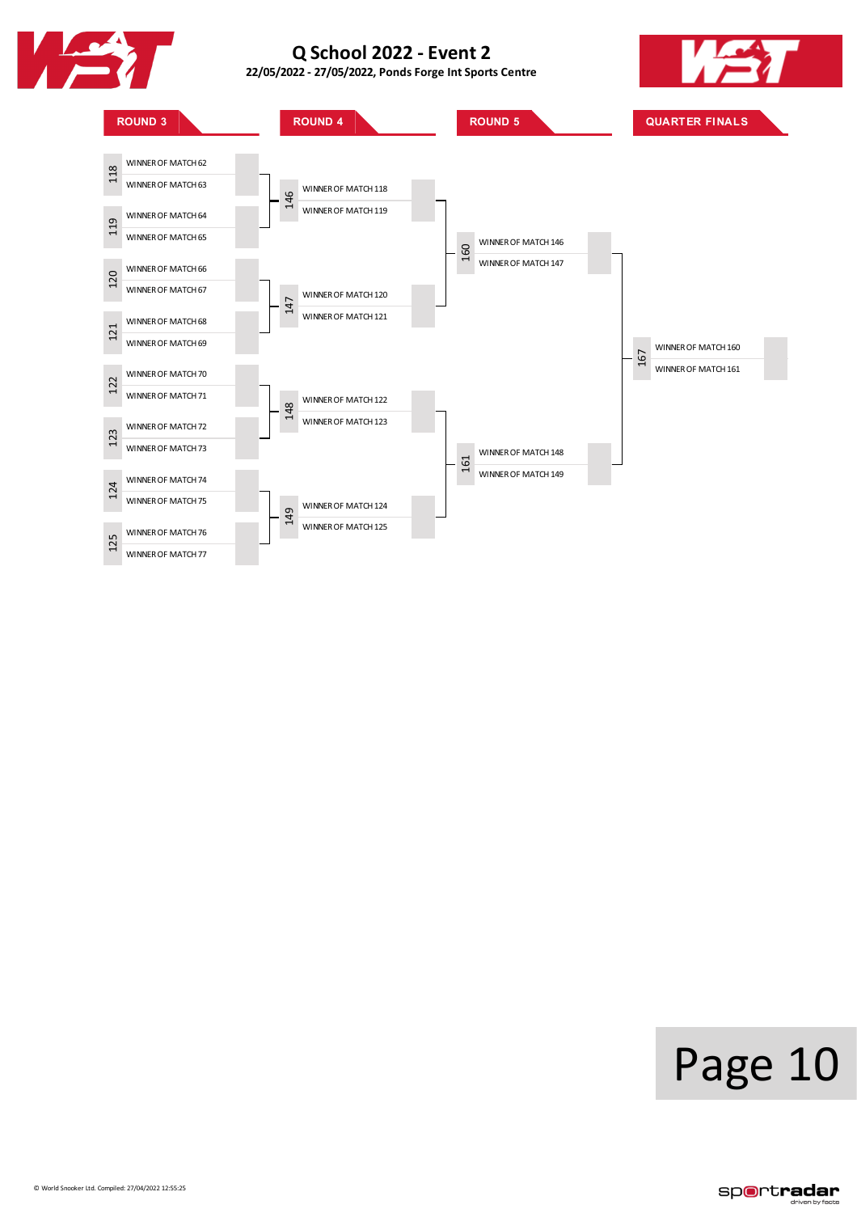# Q School 2022 - Event 2

**22/05/2022 - 27/05/2022, Ponds Forge Int Sports Centre**

## ROUND 3

| Match | Player | Score |
|---|---|---|
| 118 | WINNER OF MATCH 62 | |
| | WINNER OF MATCH 63 | |
| 119 | WINNER OF MATCH 64 | |
| | WINNER OF MATCH 65 | |
| 120 | WINNER OF MATCH 66 | |
| | WINNER OF MATCH 67 | |
| 121 | WINNER OF MATCH 68 | |
| | WINNER OF MATCH 69 | |
| 122 | WINNER OF MATCH 70 | |
| | WINNER OF MATCH 71 | |
| 123 | WINNER OF MATCH 72 | |
| | WINNER OF MATCH 73 | |
| 124 | WINNER OF MATCH 74 | |
| | WINNER OF MATCH 75 | |
| 125 | WINNER OF MATCH 76 | |
| | WINNER OF MATCH 77 | |

## ROUND 4

| Match | Player | Score |
|---|---|---|
| 146 | WINNER OF MATCH 118 | |
| | WINNER OF MATCH 119 | |
| 147 | WINNER OF MATCH 120 | |
| | WINNER OF MATCH 121 | |
| 148 | WINNER OF MATCH 122 | |
| | WINNER OF MATCH 123 | |
| 149 | WINNER OF MATCH 124 | |
| | WINNER OF MATCH 125 | |

## ROUND 5

| Match | Player | Score |
|---|---|---|
| 160 | WINNER OF MATCH 146 | |
| | WINNER OF MATCH 147 | |
| 161 | WINNER OF MATCH 148 | |
| | WINNER OF MATCH 149 | |

## QUARTER FINALS

| Match | Player | Score |
|---|---|---|
| 167 | WINNER OF MATCH 160 | |
| | WINNER OF MATCH 161 | |

© World Snooker Ltd. Compiled: 27/04/2022 12:55:25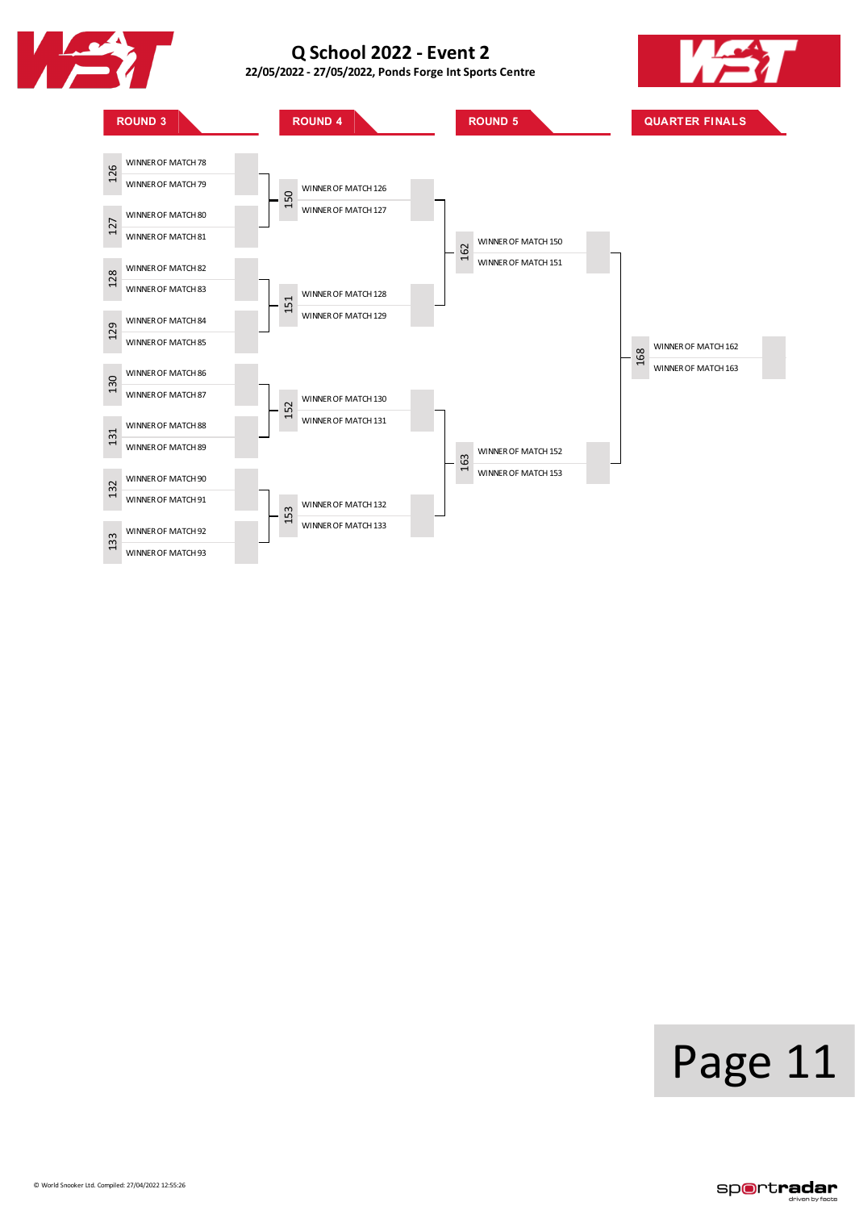# Q School 2022 - Event 2

**22/05/2022 - 27/05/2022, Ponds Forge Int Sports Centre**

## ROUND 3

| Match | Player |
|---|---|
| 126 | WINNER OF MATCH 78 |
| | WINNER OF MATCH 79 |
| 127 | WINNER OF MATCH 80 |
| | WINNER OF MATCH 81 |
| 128 | WINNER OF MATCH 82 |
| | WINNER OF MATCH 83 |
| 129 | WINNER OF MATCH 84 |
| | WINNER OF MATCH 85 |
| 130 | WINNER OF MATCH 86 |
| | WINNER OF MATCH 87 |
| 131 | WINNER OF MATCH 88 |
| | WINNER OF MATCH 89 |
| 132 | WINNER OF MATCH 90 |
| | WINNER OF MATCH 91 |
| 133 | WINNER OF MATCH 92 |
| | WINNER OF MATCH 93 |

## ROUND 4

| Match | Player |
|---|---|
| 150 | WINNER OF MATCH 126 |
| | WINNER OF MATCH 127 |
| 151 | WINNER OF MATCH 128 |
| | WINNER OF MATCH 129 |
| 152 | WINNER OF MATCH 130 |
| | WINNER OF MATCH 131 |
| 153 | WINNER OF MATCH 132 |
| | WINNER OF MATCH 133 |

## ROUND 5

| Match | Player |
|---|---|
| 162 | WINNER OF MATCH 150 |
| | WINNER OF MATCH 151 |
| 163 | WINNER OF MATCH 152 |
| | WINNER OF MATCH 153 |

## QUARTER FINALS

| Match | Player |
|---|---|
| 168 | WINNER OF MATCH 162 |
| | WINNER OF MATCH 163 |

© World Snooker Ltd. Compiled: 27/04/2022 12:55:26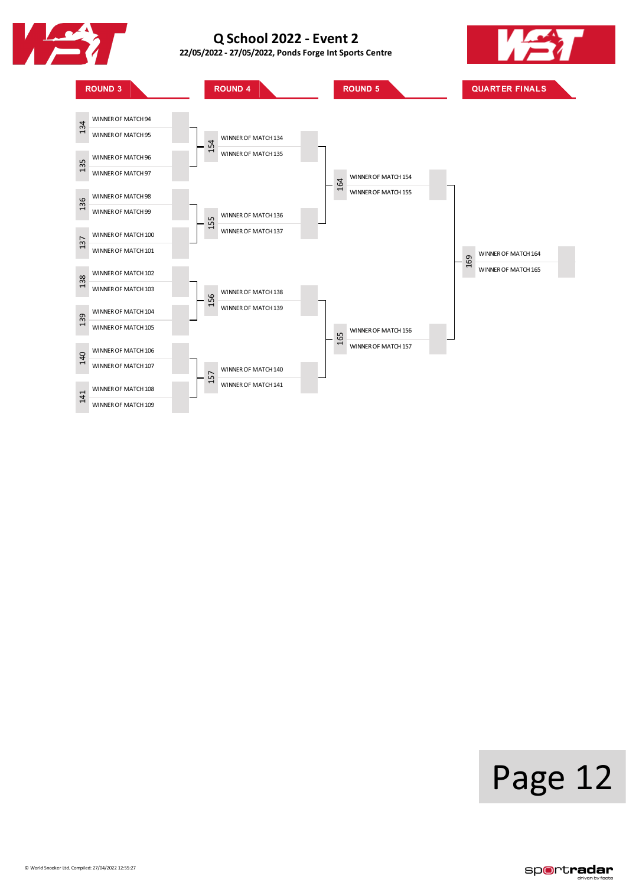# Q School 2022 - Event 2

**22/05/2022 - 27/05/2022, Ponds Forge Int Sports Centre**

## ROUND 3

| Match | Player |
|---|---|
| 134 | WINNER OF MATCH 94 |
| | WINNER OF MATCH 95 |
| 135 | WINNER OF MATCH 96 |
| | WINNER OF MATCH 97 |
| 136 | WINNER OF MATCH 98 |
| | WINNER OF MATCH 99 |
| 137 | WINNER OF MATCH 100 |
| | WINNER OF MATCH 101 |
| 138 | WINNER OF MATCH 102 |
| | WINNER OF MATCH 103 |
| 139 | WINNER OF MATCH 104 |
| | WINNER OF MATCH 105 |
| 140 | WINNER OF MATCH 106 |
| | WINNER OF MATCH 107 |
| 141 | WINNER OF MATCH 108 |
| | WINNER OF MATCH 109 |

## ROUND 4

| Match | Player |
|---|---|
| 154 | WINNER OF MATCH 134 |
| | WINNER OF MATCH 135 |
| 155 | WINNER OF MATCH 136 |
| | WINNER OF MATCH 137 |
| 156 | WINNER OF MATCH 138 |
| | WINNER OF MATCH 139 |
| 157 | WINNER OF MATCH 140 |
| | WINNER OF MATCH 141 |

## ROUND 5

| Match | Player |
|---|---|
| 164 | WINNER OF MATCH 154 |
| | WINNER OF MATCH 155 |
| 165 | WINNER OF MATCH 156 |
| | WINNER OF MATCH 157 |

## QUARTER FINALS

| Match | Player |
|---|---|
| 169 | WINNER OF MATCH 164 |
| | WINNER OF MATCH 165 |

© World Snooker Ltd. Compiled: 27/04/2022 12:55:27